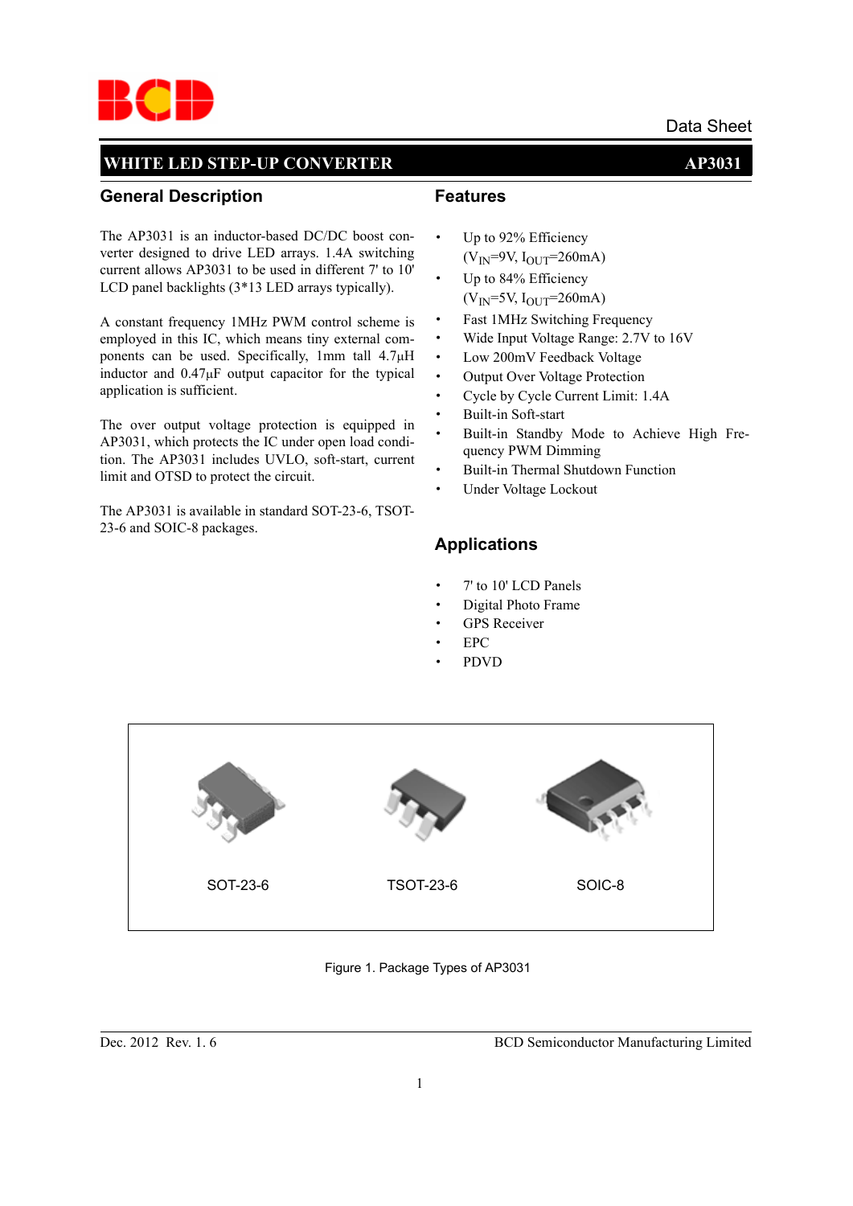Data Sheet

# WHITE LED STEP-UP CONVERTER — AP3031

## General Description

The AP3031 is an inductor-based DC/DC boost converter designed to drive LED arrays. 1.4A switching current allows AP3031 to be used in different 7' to 10' LCD panel backlights (3*13 LED arrays typically).

A constant frequency 1MHz PWM control scheme is employed in this IC, which means tiny external components can be used. Specifically, 1mm tall 4.7μH inductor and 0.47μF output capacitor for the typical application is sufficient.

The over output voltage protection is equipped in AP3031, which protects the IC under open load condition. The AP3031 includes UVLO, soft-start, current limit and OTSD to protect the circuit.

The AP3031 is available in standard SOT-23-6, TSOT-23-6 and SOIC-8 packages.

## Features

- Up to 92% Efficiency ($V_{IN}$=9V, $I_{OUT}$=260mA)
- Up to 84% Efficiency ($V_{IN}$=5V, $I_{OUT}$=260mA)
- Fast 1MHz Switching Frequency
- Wide Input Voltage Range: 2.7V to 16V
- Low 200mV Feedback Voltage
- Output Over Voltage Protection
- Cycle by Cycle Current Limit: 1.4A
- Built-in Soft-start
- Built-in Standby Mode to Achieve High Frequency PWM Dimming
- Built-in Thermal Shutdown Function
- Under Voltage Lockout

## Applications

- 7' to 10' LCD Panels
- Digital Photo Frame
- GPS Receiver
- EPC
- PDVD

SOT-23-6 TSOT-23-6 SOIC-8

Figure 1. Package Types of AP3031

Dec. 2012 Rev. 1. 6 BCD Semiconductor Manufacturing Limited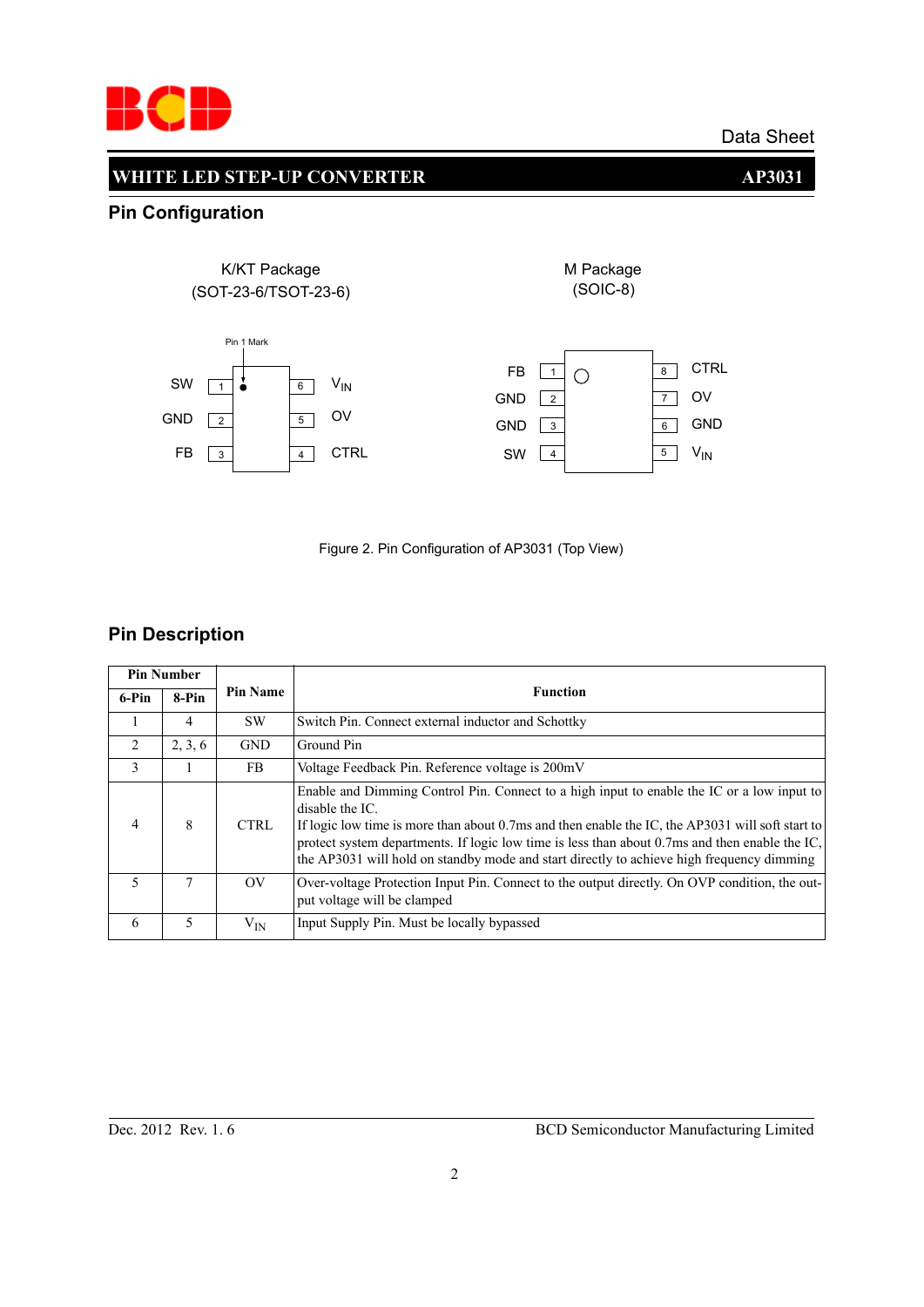## Pin Configuration

K/KT Package
(SOT-23-6/TSOT-23-6)

M Package
(SOIC-8)

Pin 1 Mark

| Pin | Name | Pin | Name |
|---|---|---|---|
| 1 | SW | 6 | $V_{IN}$ |
| 2 | GND | 5 | OV |
| 3 | FB | 4 | CTRL |

| Pin | Name | Pin | Name |
|---|---|---|---|
| 1 | FB | 8 | CTRL |
| 2 | GND | 7 | OV |
| 3 | GND | 6 | GND |
| 4 | SW | 5 | $V_{IN}$ |

Figure 2. Pin Configuration of AP3031 (Top View)

## Pin Description

| Pin Number | | Pin Name | Function |
|---|---|---|---|
| 6-Pin | 8-Pin | | |
| 1 | 4 | SW | Switch Pin. Connect external inductor and Schottky |
| 2 | 2, 3, 6 | GND | Ground Pin |
| 3 | 1 | FB | Voltage Feedback Pin. Reference voltage is 200mV |
| 4 | 8 | CTRL | Enable and Dimming Control Pin. Connect to a high input to enable the IC or a low input to disable the IC.<br>If logic low time is more than about 0.7ms and then enable the IC, the AP3031 will soft start to protect system departments. If logic low time is less than about 0.7ms and then enable the IC, the AP3031 will hold on standby mode and start directly to achieve high frequency dimming |
| 5 | 7 | OV | Over-voltage Protection Input Pin. Connect to the output directly. On OVP condition, the output voltage will be clamped |
| 6 | 5 | $V_{IN}$ | Input Supply Pin. Must be locally bypassed |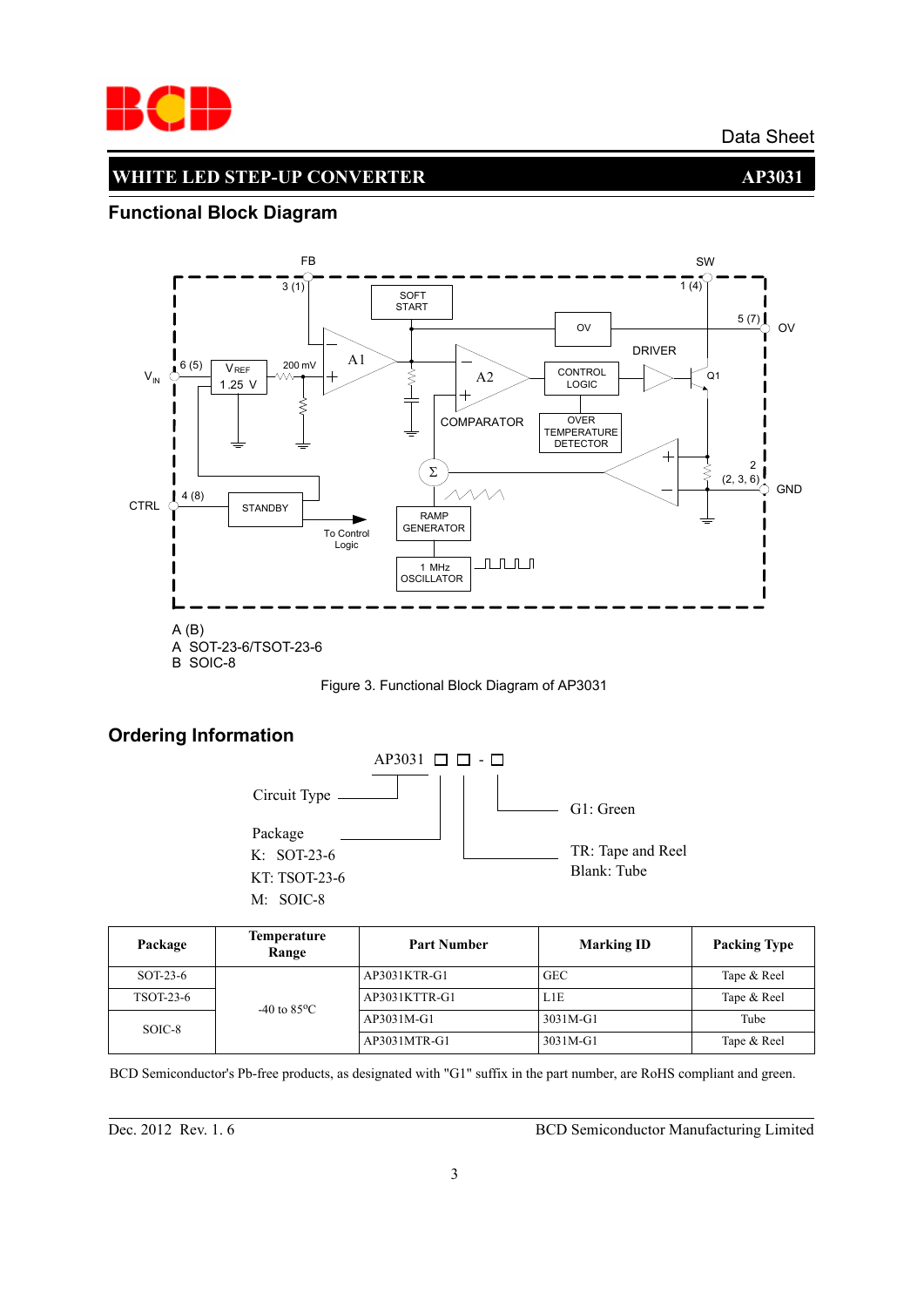## Functional Block Diagram

A (B)
A SOT-23-6/TSOT-23-6
B SOIC-8

Figure 3. Functional Block Diagram of AP3031

## Ordering Information

AP3031 □ □ - □

Circuit Type

Package
K: SOT-23-6
KT: TSOT-23-6
M: SOIC-8

G1: Green

TR: Tape and Reel
Blank: Tube

| Package | Temperature Range | Part Number | Marking ID | Packing Type |
|---|---|---|---|---|
| SOT-23-6 | -40 to 85°C | AP3031KTR-G1 | GEC | Tape & Reel |
| TSOT-23-6 | | AP3031KTTR-G1 | L1E | Tape & Reel |
| SOIC-8 | | AP3031M-G1 | 3031M-G1 | Tube |
| | | AP3031MTR-G1 | 3031M-G1 | Tape & Reel |

BCD Semiconductor's Pb-free products, as designated with "G1" suffix in the part number, are RoHS compliant and green.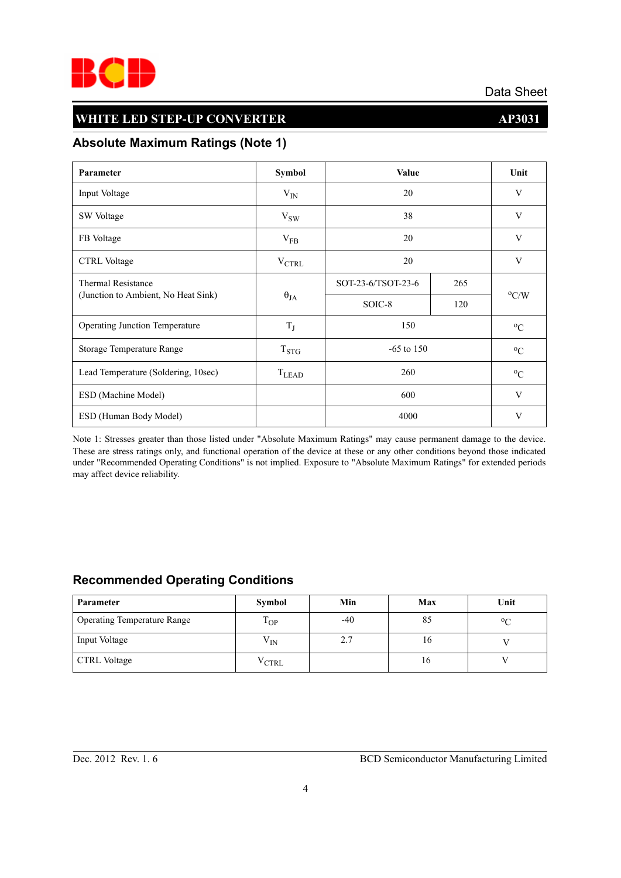## Absolute Maximum Ratings (Note 1)

| Parameter | Symbol | Value | | Unit |
|---|---|---|---|---|
| Input Voltage | $V_{IN}$ | 20 | | V |
| SW Voltage | $V_{SW}$ | 38 | | V |
| FB Voltage | $V_{FB}$ | 20 | | V |
| CTRL Voltage | $V_{CTRL}$ | 20 | | V |
| Thermal Resistance (Junction to Ambient, No Heat Sink) | $\theta_{JA}$ | SOT-23-6/TSOT-23-6 | 265 | $^oC/W$ |
| | | SOIC-8 | 120 | |
| Operating Junction Temperature | $T_J$ | 150 | | $^oC$ |
| Storage Temperature Range | $T_{STG}$ | -65 to 150 | | $^oC$ |
| Lead Temperature (Soldering, 10sec) | $T_{LEAD}$ | 260 | | $^oC$ |
| ESD (Machine Model) | | 600 | | V |
| ESD (Human Body Model) | | 4000 | | V |

Note 1: Stresses greater than those listed under "Absolute Maximum Ratings" may cause permanent damage to the device. These are stress ratings only, and functional operation of the device at these or any other conditions beyond those indicated under "Recommended Operating Conditions" is not implied. Exposure to "Absolute Maximum Ratings" for extended periods may affect device reliability.

## Recommended Operating Conditions

| Parameter | Symbol | Min | Max | Unit |
|---|---|---|---|---|
| Operating Temperature Range | $T_{OP}$ | -40 | 85 | $^oC$ |
| Input Voltage | $V_{IN}$ | 2.7 | 16 | V |
| CTRL Voltage | $V_{CTRL}$ | | 16 | V |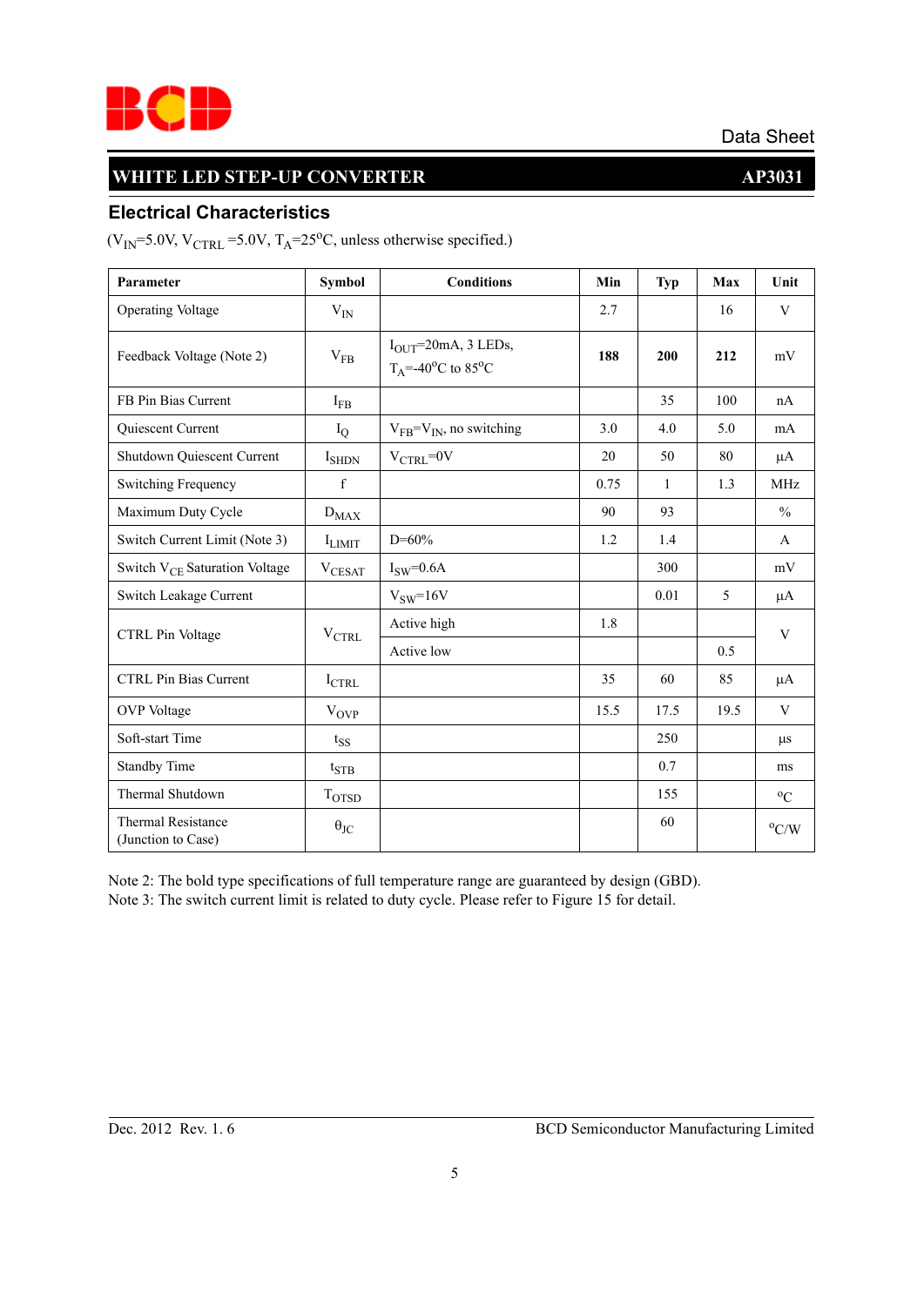## Electrical Characteristics

($V_{IN}$=5.0V, $V_{CTRL}$ =5.0V, $T_A$=25$^o$C, unless otherwise specified.)

| Parameter | Symbol | Conditions | Min | Typ | Max | Unit |
|---|---|---|---|---|---|---|
| Operating Voltage | $V_{IN}$ | | 2.7 | | 16 | V |
| Feedback Voltage (Note 2) | $V_{FB}$ | $I_{OUT}$=20mA, 3 LEDs, $T_A$=-40$^o$C to 85$^o$C | **188** | **200** | **212** | mV |
| FB Pin Bias Current | $I_{FB}$ | | | 35 | 100 | nA |
| Quiescent Current | $I_Q$ | $V_{FB}$=$V_{IN}$, no switching | 3.0 | 4.0 | 5.0 | mA |
| Shutdown Quiescent Current | $I_{SHDN}$ | $V_{CTRL}$=0V | 20 | 50 | 80 | µA |
| Switching Frequency | f | | 0.75 | 1 | 1.3 | MHz |
| Maximum Duty Cycle | $D_{MAX}$ | | 90 | 93 | | % |
| Switch Current Limit (Note 3) | $I_{LIMIT}$ | D=60% | 1.2 | 1.4 | | A |
| Switch $V_{CE}$ Saturation Voltage | $V_{CESAT}$ | $I_{SW}$=0.6A | | 300 | | mV |
| Switch Leakage Current | | $V_{SW}$=16V | | 0.01 | 5 | µA |
| CTRL Pin Voltage | $V_{CTRL}$ | Active high | 1.8 | | | V |
| | | Active low | | | 0.5 | |
| CTRL Pin Bias Current | $I_{CTRL}$ | | 35 | 60 | 85 | µA |
| OVP Voltage | $V_{OVP}$ | | 15.5 | 17.5 | 19.5 | V |
| Soft-start Time | $t_{SS}$ | | | 250 | | µs |
| Standby Time | $t_{STB}$ | | | 0.7 | | ms |
| Thermal Shutdown | $T_{OTSD}$ | | | 155 | | $^o$C |
| Thermal Resistance (Junction to Case) | $\theta_{JC}$ | | | 60 | | $^o$C/W |

Note 2: The bold type specifications of full temperature range are guaranteed by design (GBD).
Note 3: The switch current limit is related to duty cycle. Please refer to Figure 15 for detail.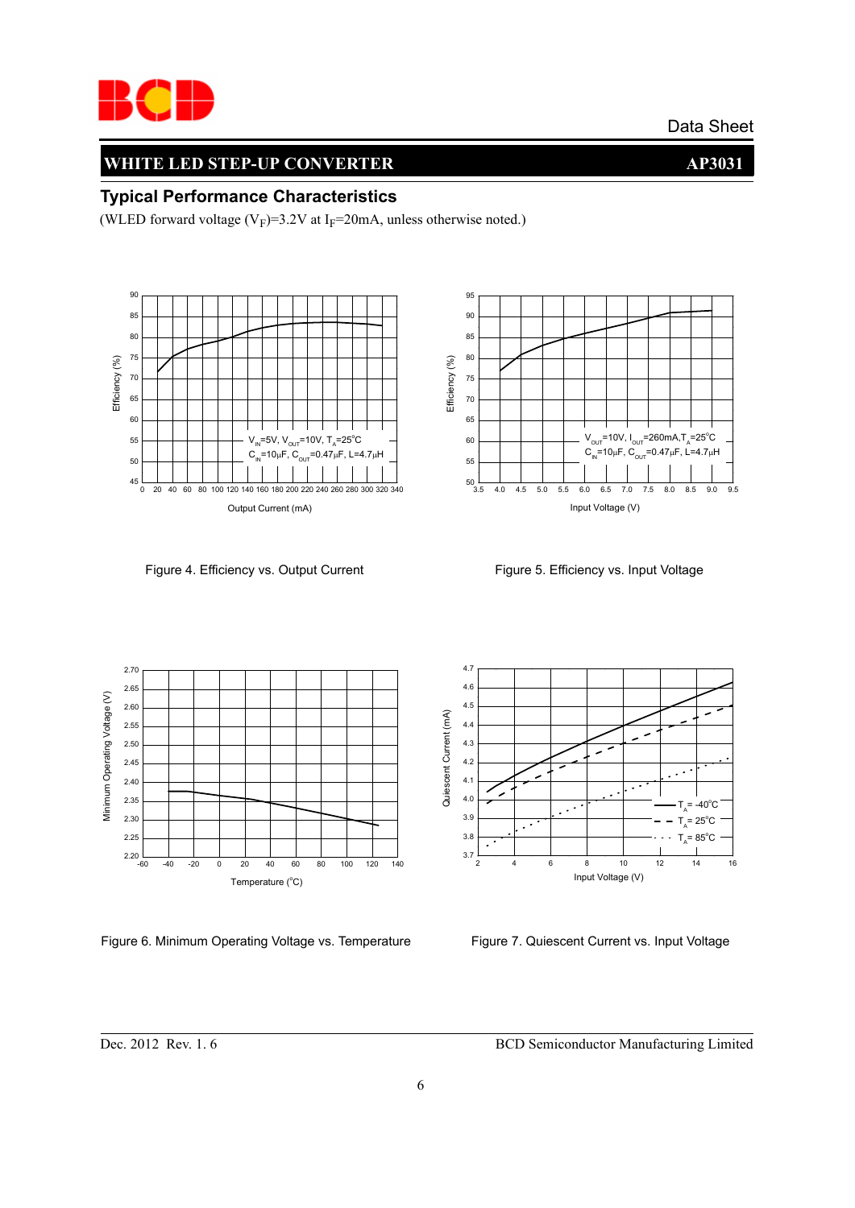## Typical Performance Characteristics

(WLED forward voltage ($V_F$)=3.2V at $I_F$=20mA, unless otherwise noted.)

Figure 4. Efficiency vs. Output Current

Figure 5. Efficiency vs. Input Voltage

Figure 6. Minimum Operating Voltage vs. Temperature

Figure 7. Quiescent Current vs. Input Voltage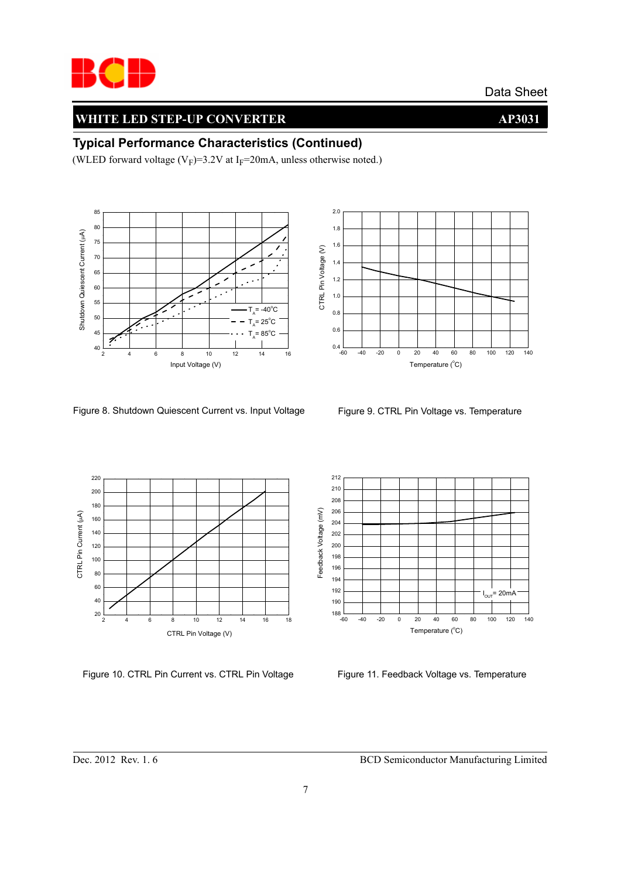## Typical Performance Characteristics (Continued)

(WLED forward voltage ($V_F$)=3.2V at $I_F$=20mA, unless otherwise noted.)

Figure 8. Shutdown Quiescent Current vs. Input Voltage

Figure 9. CTRL Pin Voltage vs. Temperature

Figure 10. CTRL Pin Current vs. CTRL Pin Voltage

Figure 11. Feedback Voltage vs. Temperature

Dec. 2012 Rev. 1. 6

BCD Semiconductor Manufacturing Limited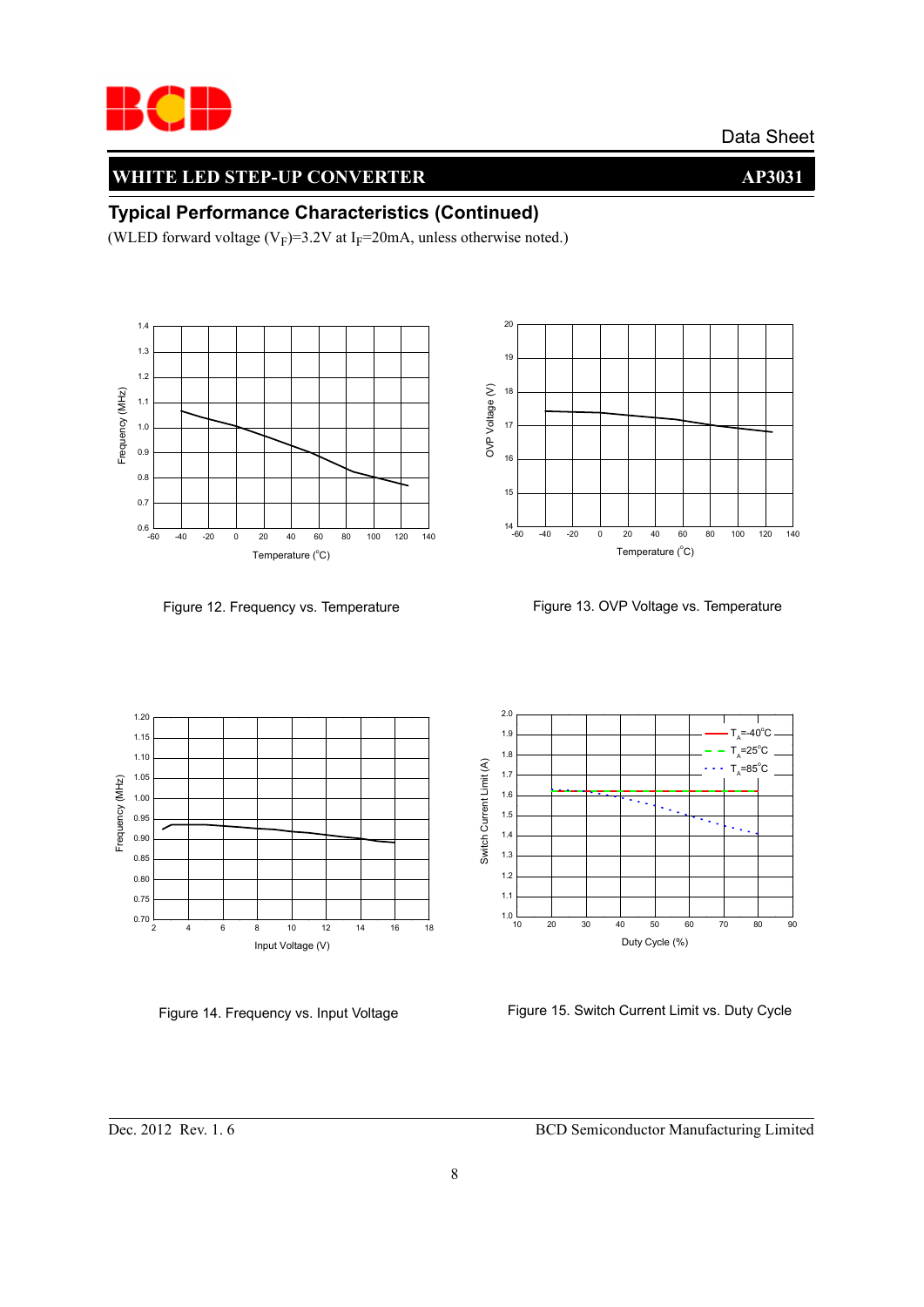## Typical Performance Characteristics (Continued)

(WLED forward voltage ($V_F$)=3.2V at $I_F$=20mA, unless otherwise noted.)

Figure 12. Frequency vs. Temperature

Figure 13. OVP Voltage vs. Temperature

Figure 14. Frequency vs. Input Voltage

Figure 15. Switch Current Limit vs. Duty Cycle

Dec. 2012 Rev. 1. 6 BCD Semiconductor Manufacturing Limited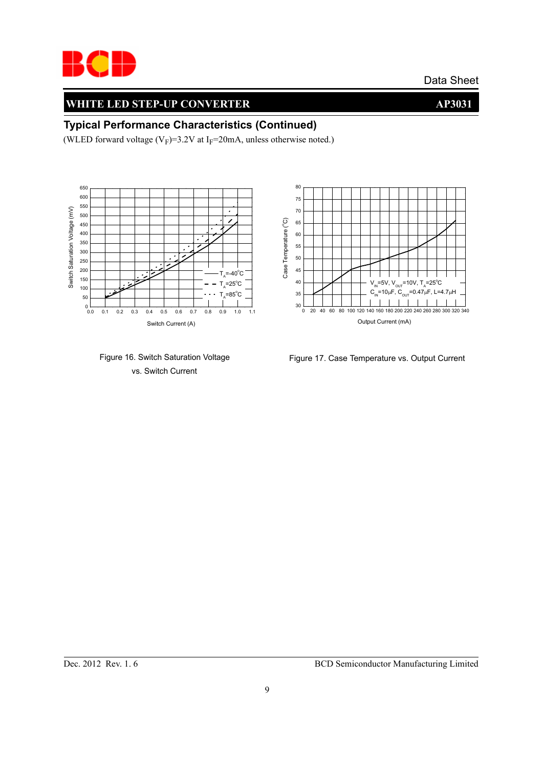## Typical Performance Characteristics (Continued)

(WLED forward voltage ($V_F$)=3.2V at $I_F$=20mA, unless otherwise noted.)

Figure 16. Switch Saturation Voltage vs. Switch Current

Figure 17. Case Temperature vs. Output Current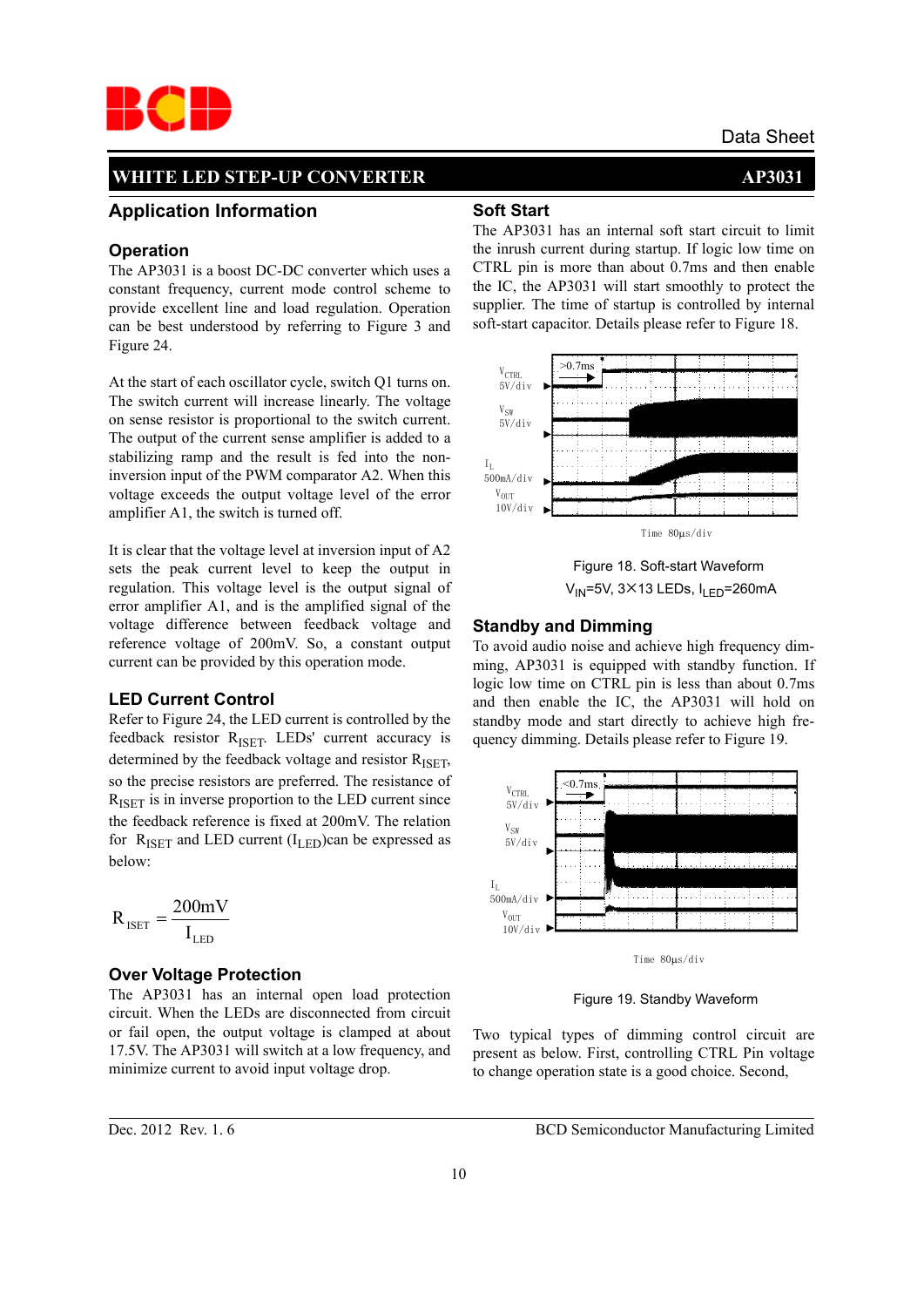## Application Information

### Operation

The AP3031 is a boost DC-DC converter which uses a constant frequency, current mode control scheme to provide excellent line and load regulation. Operation can be best understood by referring to Figure 3 and Figure 24.

At the start of each oscillator cycle, switch Q1 turns on. The switch current will increase linearly. The voltage on sense resistor is proportional to the switch current. The output of the current sense amplifier is added to a stabilizing ramp and the result is fed into the non-inversion input of the PWM comparator A2. When this voltage exceeds the output voltage level of the error amplifier A1, the switch is turned off.

It is clear that the voltage level at inversion input of A2 sets the peak current level to keep the output in regulation. This voltage level is the output signal of error amplifier A1, and is the amplified signal of the voltage difference between feedback voltage and reference voltage of 200mV. So, a constant output current can be provided by this operation mode.

### LED Current Control

Refer to Figure 24, the LED current is controlled by the feedback resistor $R_{ISET}$. LEDs' current accuracy is determined by the feedback voltage and resistor $R_{ISET}$, so the precise resistors are preferred. The resistance of $R_{ISET}$ is in inverse proportion to the LED current since the feedback reference is fixed at 200mV. The relation for $R_{ISET}$ and LED current ($I_{LED}$)can be expressed as below:

$$R_{ISET} = \frac{200mV}{I_{LED}}$$

### Over Voltage Protection

The AP3031 has an internal open load protection circuit. When the LEDs are disconnected from circuit or fail open, the output voltage is clamped at about 17.5V. The AP3031 will switch at a low frequency, and minimize current to avoid input voltage drop.

### Soft Start

The AP3031 has an internal soft start circuit to limit the inrush current during startup. If logic low time on CTRL pin is more than about 0.7ms and then enable the IC, the AP3031 will start smoothly to protect the supplier. The time of startup is controlled by internal soft-start capacitor. Details please refer to Figure 18.

Figure 18. Soft-start Waveform

$V_{IN}$=5V, 3×13 LEDs, $I_{LED}$=260mA

### Standby and Dimming

To avoid audio noise and achieve high frequency dimming, AP3031 is equipped with standby function. If logic low time on CTRL pin is less than about 0.7ms and then enable the IC, the AP3031 will hold on standby mode and start directly to achieve high frequency dimming. Details please refer to Figure 19.

Figure 19. Standby Waveform

Two typical types of dimming control circuit are present as below. First, controlling CTRL Pin voltage to change operation state is a good choice. Second,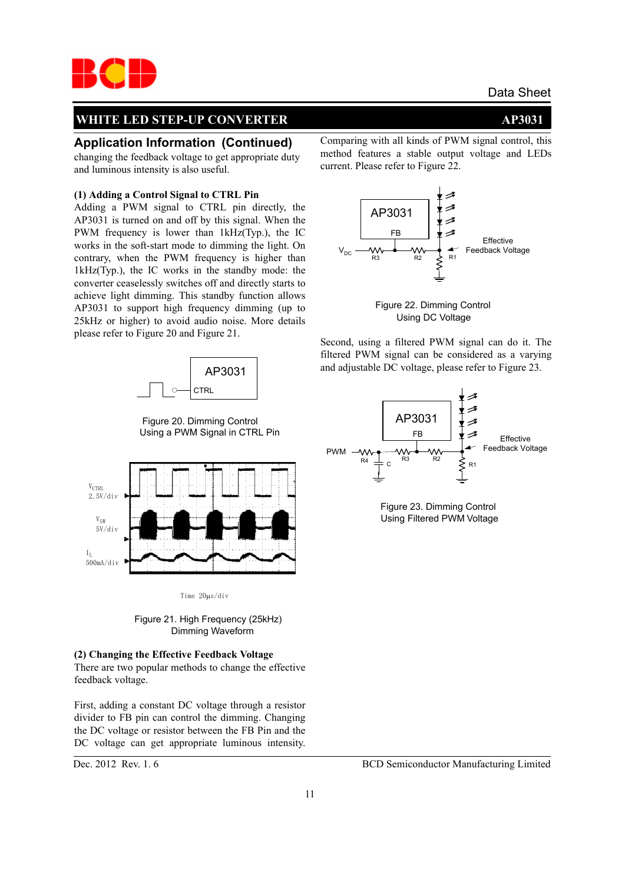## Application Information (Continued)

changing the feedback voltage to get appropriate duty and luminous intensity is also useful.

**(1) Adding a Control Signal to CTRL Pin**

Adding a PWM signal to CTRL pin directly, the AP3031 is turned on and off by this signal. When the PWM frequency is lower than 1kHz(Typ.), the IC works in the soft-start mode to dimming the light. On contrary, when the PWM frequency is higher than 1kHz(Typ.), the IC works in the standby mode: the converter ceaselessly switches off and directly starts to achieve light dimming. This standby function allows AP3031 to support high frequency dimming (up to 25kHz or higher) to avoid audio noise. More details please refer to Figure 20 and Figure 21.

Figure 20. Dimming Control Using a PWM Signal in CTRL Pin

Figure 21. High Frequency (25kHz) Dimming Waveform

**(2) Changing the Effective Feedback Voltage**

There are two popular methods to change the effective feedback voltage.

First, adding a constant DC voltage through a resistor divider to FB pin can control the dimming. Changing the DC voltage or resistor between the FB Pin and the DC voltage can get appropriate luminous intensity. Comparing with all kinds of PWM signal control, this method features a stable output voltage and LEDs current. Please refer to Figure 22.

Figure 22. Dimming Control Using DC Voltage

Second, using a filtered PWM signal can do it. The filtered PWM signal can be considered as a varying and adjustable DC voltage, please refer to Figure 23.

Figure 23. Dimming Control Using Filtered PWM Voltage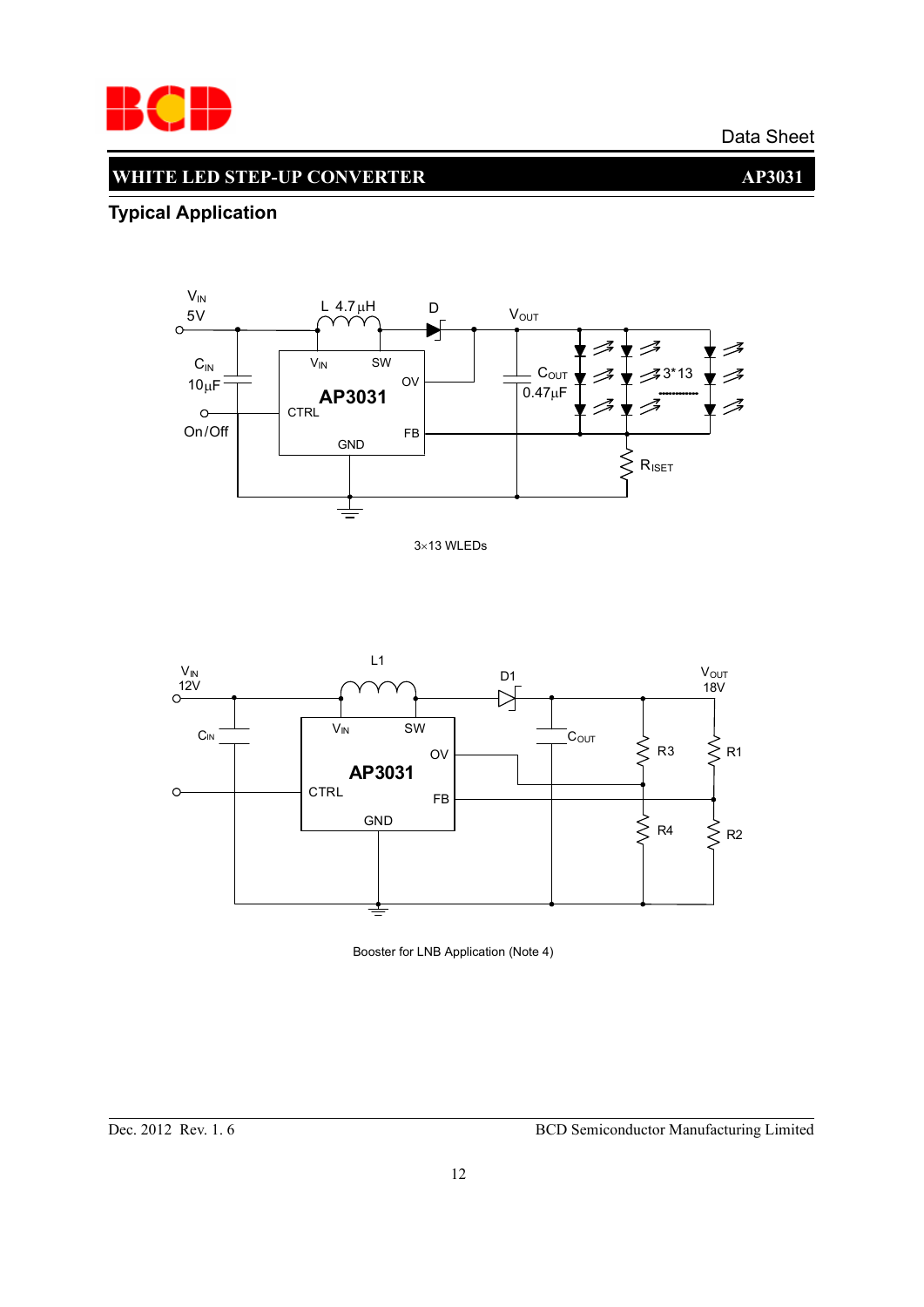## Typical Application

3×13 WLEDs

Booster for LNB Application (Note 4)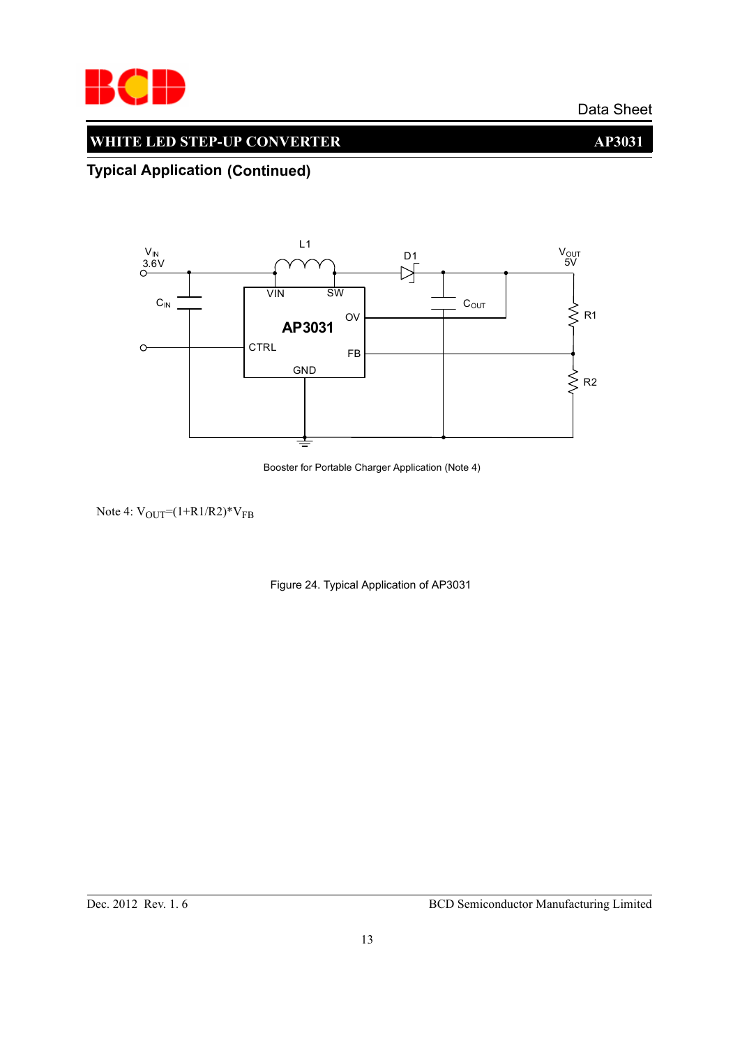## Typical Application (Continued)

Booster for Portable Charger Application (Note 4)

Note 4: $V_{OUT}=(1+R1/R2)*V_{FB}$

Figure 24. Typical Application of AP3031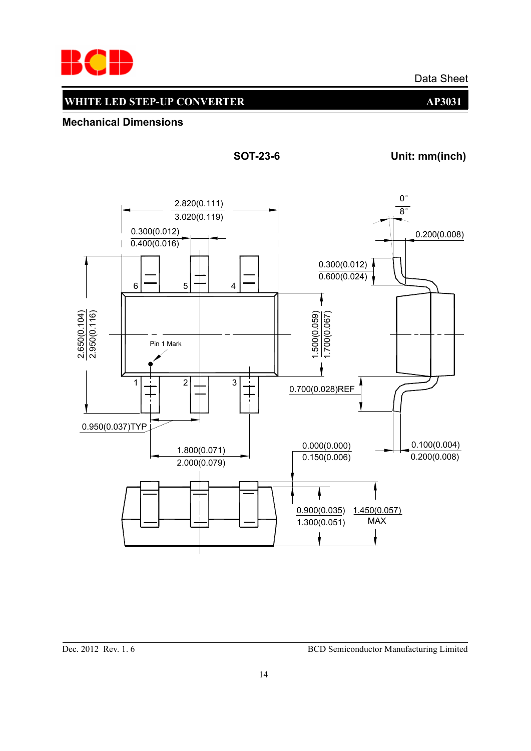## Mechanical Dimensions

**SOT-23-6** **Unit: mm(inch)**

2.820(0.111)
3.020(0.119)

0.300(0.012)
0.400(0.016)

0°
8°

0.200(0.008)

0.300(0.012)
0.600(0.024)

6 5 4

2.650(0.104)
2.950(0.116)

Pin 1 Mark

1.500(0.059)
1.700(0.067)

1 2 3

0.700(0.028)REF

0.950(0.037)TYP

1.800(0.071)
2.000(0.079)

0.000(0.000)
0.150(0.006)

0.100(0.004)
0.200(0.008)

0.900(0.035)
1.300(0.051)

1.450(0.057)
MAX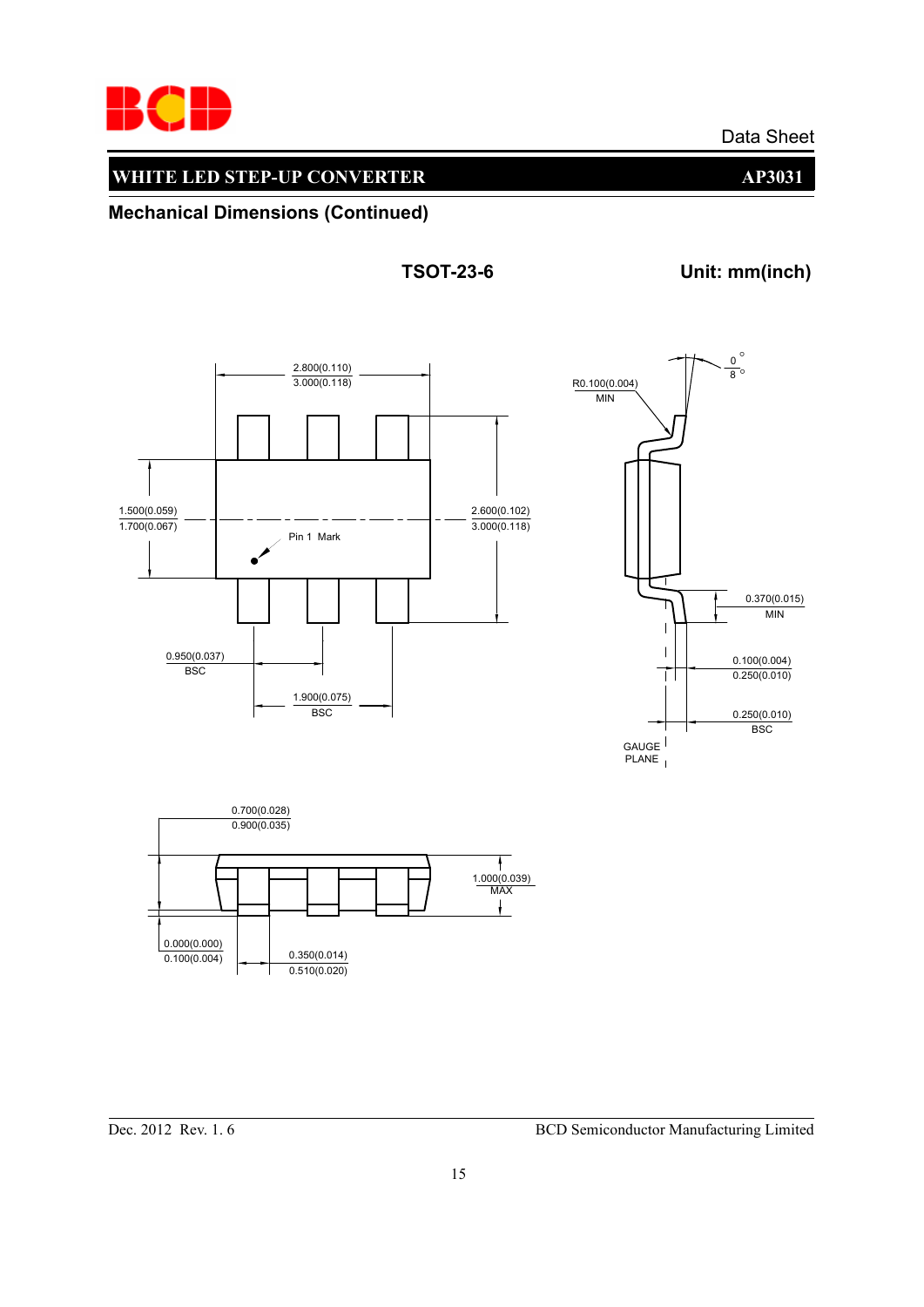## Mechanical Dimensions (Continued)

**TSOT-23-6** **Unit: mm(inch)**

2.800(0.110)
3.000(0.118)

1.500(0.059)
1.700(0.067)

2.600(0.102)
3.000(0.118)

Pin 1 Mark

0.950(0.037)
BSC

1.900(0.075)
BSC

R0.100(0.004)
MIN

0°
8°

0.370(0.015)
MIN

0.100(0.004)
0.250(0.010)

0.250(0.010)
BSC

GAUGE
PLANE

0.700(0.028)
0.900(0.035)

1.000(0.039)
MAX

0.000(0.000)
0.100(0.004)

0.350(0.014)
0.510(0.020)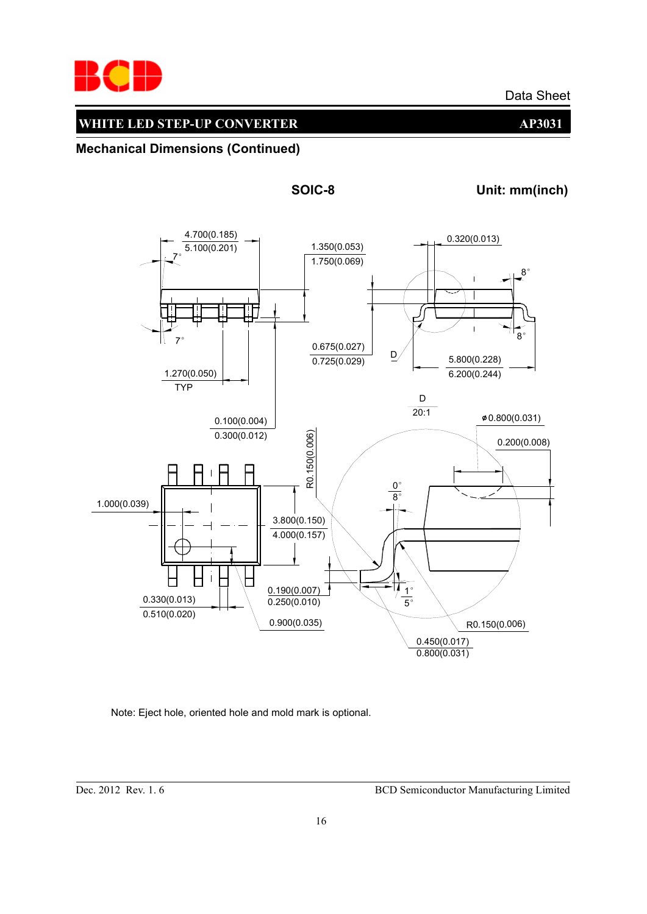## Mechanical Dimensions (Continued)

SOIC-8

Unit: mm(inch)

4.700(0.185)
5.100(0.201)

7°

7°

1.350(0.053)
1.750(0.069)

0.320(0.013)

8°

8°

0.675(0.027)
0.725(0.029)

D

5.800(0.228)
6.200(0.244)

1.270(0.050)
TYP

D
20:1

ϕ0.800(0.031)

0.200(0.008)

0.100(0.004)
0.300(0.012)

R0.150(0.006)

0°
8°

1.000(0.039)

3.800(0.150)
4.000(0.157)

0.190(0.007)
0.250(0.010)

1°
5°

0.330(0.013)
0.510(0.020)

0.900(0.035)

R0.150(0.006)

0.450(0.017)
0.800(0.031)

Note: Eject hole, oriented hole and mold mark is optional.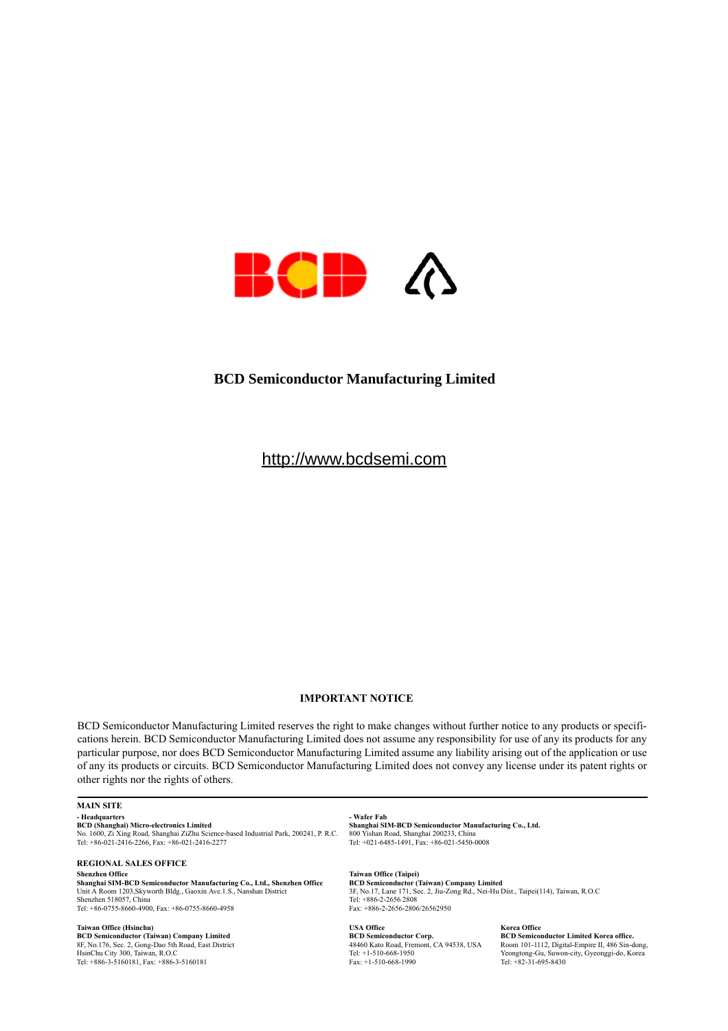**BCD Semiconductor Manufacturing Limited**

http://www.bcdsemi.com

**IMPORTANT NOTICE**

BCD Semiconductor Manufacturing Limited reserves the right to make changes without further notice to any products or specifications herein. BCD Semiconductor Manufacturing Limited does not assume any responsibility for use of any its products for any particular purpose, nor does BCD Semiconductor Manufacturing Limited assume any liability arising out of the application or use of any its products or circuits. BCD Semiconductor Manufacturing Limited does not convey any license under its patent rights or other rights nor the rights of others.

**MAIN SITE**

**- Headquarters**
**BCD (Shanghai) Micro-electronics Limited**
No. 1600, Zi Xing Road, Shanghai ZiZhu Science-based Industrial Park, 200241, P. R.C.
Tel: +86-021-2416-2266, Fax: +86-021-2416-2277

**- Wafer Fab**
**Shanghai SIM-BCD Semiconductor Manufacturing Co., Ltd.**
800 Yishan Road, Shanghai 200233, China
Tel: +021-6485-1491, Fax: +86-021-5450-0008

**REGIONAL SALES OFFICE**

**Shenzhen Office**
**Shanghai SIM-BCD Semiconductor Manufacturing Co., Ltd., Shenzhen Office**
Unit A Room 1203,Skyworth Bldg., Gaoxin Ave.1.S., Nanshan District
Shenzhen 518057, China
Tel: +86-0755-8660-4900, Fax: +86-0755-8660-4958

**Taiwan Office (Taipei)**
**BCD Semiconductor (Taiwan) Company Limited**
3F, No.17, Lane 171, Sec. 2, Jiu-Zong Rd., Nei-Hu Dist., Taipei(114), Taiwan, R.O.C
Tel: +886-2-2656 2808
Fax: +886-2-2656-2806/26562950

**Taiwan Office (Hsinchu)**
**BCD Semiconductor (Taiwan) Company Limited**
8F, No.176, Sec. 2, Gong-Dao 5th Road, East District
HsinChu City 300, Taiwan, R.O.C
Tel: +886-3-5160181, Fax: +886-3-5160181

**USA Office**
**BCD Semiconductor Corp.**
48460 Kato Road, Fremont, CA 94538, USA
Tel: +1-510-668-1950
Fax: +1-510-668-1990

**Korea Office**
**BCD Semiconductor Limited Korea office.**
Room 101-1112, Digital-Empire II, 486 Sin-dong,
Yeongtong-Gu, Suwon-city, Gyeonggi-do, Korea
Tel: +82-31-695-8430